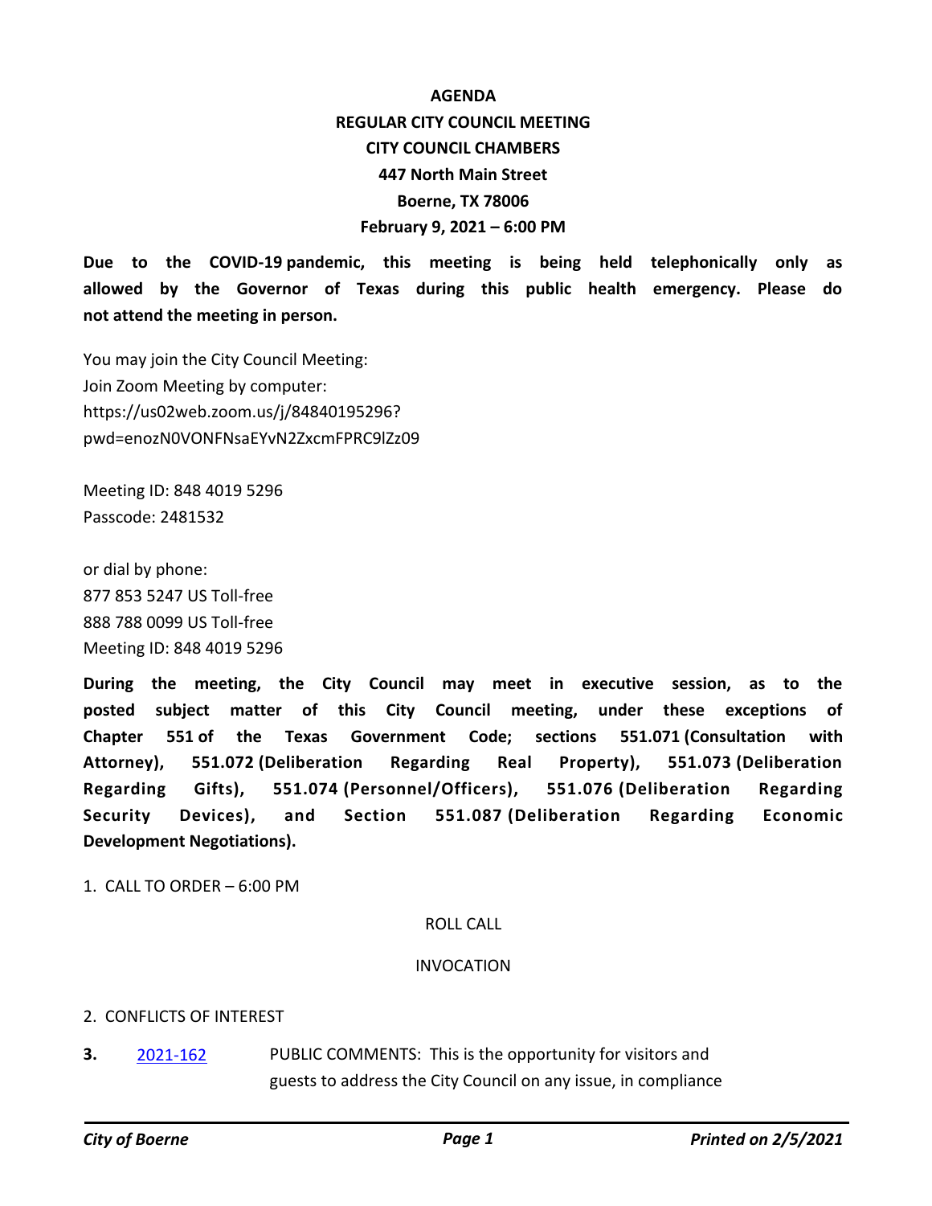# AGENDA
## REGULAR CITY COUNCIL MEETING
## CITY COUNCIL CHAMBERS
## 447 North Main Street
## Boerne, TX 78006
## February 9, 2021 – 6:00 PM

**Due to the COVID-19 pandemic, this meeting is being held telephonically only as allowed by the Governor of Texas during this public health emergency. Please do not attend the meeting in person.**

You may join the City Council Meeting:
Join Zoom Meeting by computer:
https://us02web.zoom.us/j/84840195296?pwd=enozN0VONFNsaEYvN2ZxcmFPRC9lZz09

Meeting ID: 848 4019 5296
Passcode: 2481532

or dial by phone:
877 853 5247 US Toll-free
888 788 0099 US Toll-free
Meeting ID: 848 4019 5296

**During the meeting, the City Council may meet in executive session, as to the posted subject matter of this City Council meeting, under these exceptions of Chapter 551 of the Texas Government Code; sections 551.071 (Consultation with Attorney), 551.072 (Deliberation Regarding Real Property), 551.073 (Deliberation Regarding Gifts), 551.074 (Personnel/Officers), 551.076 (Deliberation Regarding Security Devices), and Section 551.087 (Deliberation Regarding Economic Development Negotiations).**

1. CALL TO ORDER – 6:00 PM

ROLL CALL

INVOCATION

2. CONFLICTS OF INTEREST

**3.** 2021-162 PUBLIC COMMENTS: This is the opportunity for visitors and guests to address the City Council on any issue, in compliance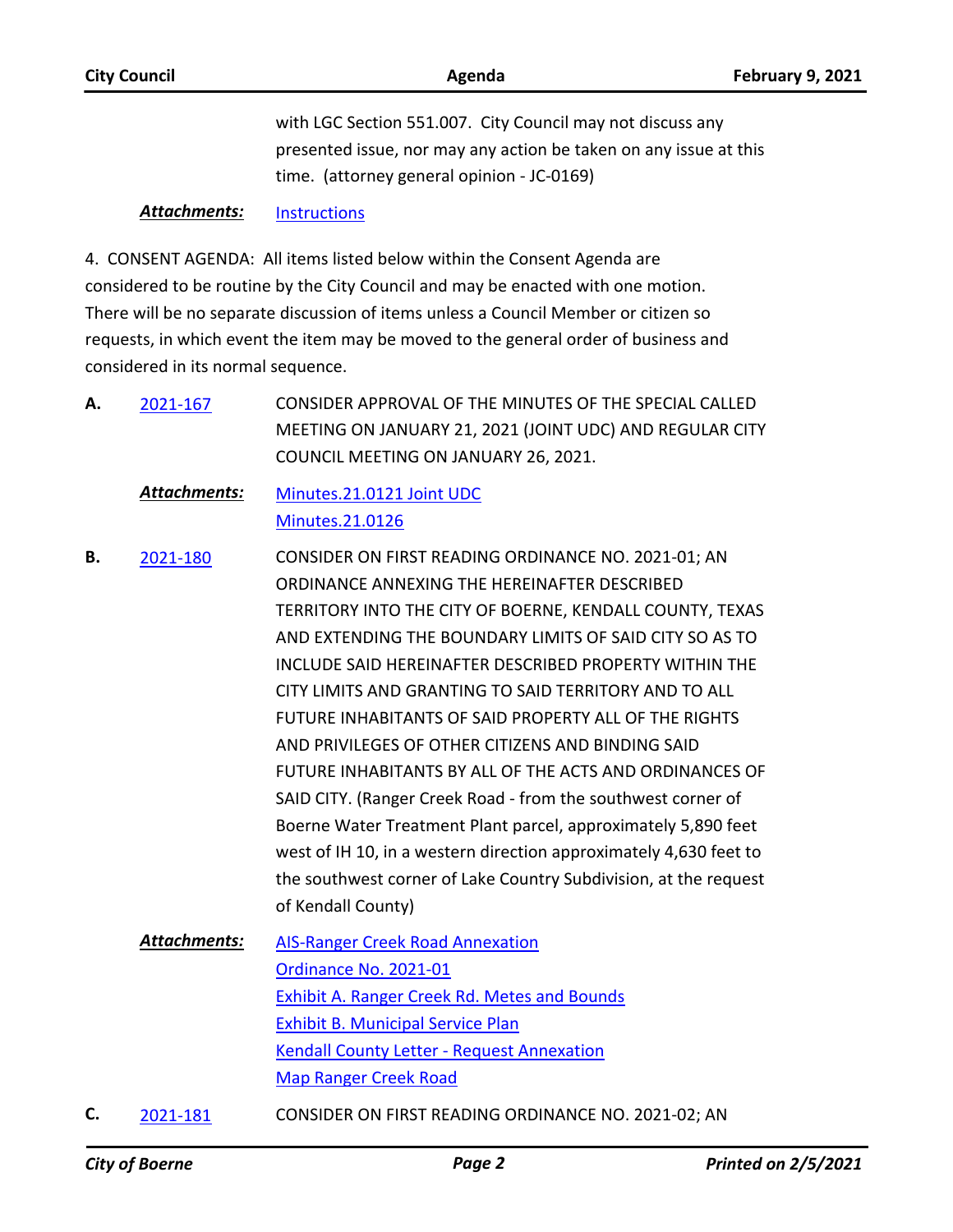with LGC Section 551.007. City Council may not discuss any presented issue, nor may any action be taken on any issue at this time. (attorney general opinion - JC-0169)

***Attachments:*** Instructions

4. CONSENT AGENDA: All items listed below within the Consent Agenda are considered to be routine by the City Council and may be enacted with one motion. There will be no separate discussion of items unless a Council Member or citizen so requests, in which event the item may be moved to the general order of business and considered in its normal sequence.

**A.** 2021-167 CONSIDER APPROVAL OF THE MINUTES OF THE SPECIAL CALLED MEETING ON JANUARY 21, 2021 (JOINT UDC) AND REGULAR CITY COUNCIL MEETING ON JANUARY 26, 2021.

***Attachments:*** Minutes.21.0121 Joint UDC
Minutes.21.0126

**B.** 2021-180 CONSIDER ON FIRST READING ORDINANCE NO. 2021-01; AN ORDINANCE ANNEXING THE HEREINAFTER DESCRIBED TERRITORY INTO THE CITY OF BOERNE, KENDALL COUNTY, TEXAS AND EXTENDING THE BOUNDARY LIMITS OF SAID CITY SO AS TO INCLUDE SAID HEREINAFTER DESCRIBED PROPERTY WITHIN THE CITY LIMITS AND GRANTING TO SAID TERRITORY AND TO ALL FUTURE INHABITANTS OF SAID PROPERTY ALL OF THE RIGHTS AND PRIVILEGES OF OTHER CITIZENS AND BINDING SAID FUTURE INHABITANTS BY ALL OF THE ACTS AND ORDINANCES OF SAID CITY. (Ranger Creek Road - from the southwest corner of Boerne Water Treatment Plant parcel, approximately 5,890 feet west of IH 10, in a western direction approximately 4,630 feet to the southwest corner of Lake Country Subdivision, at the request of Kendall County)

***Attachments:*** AIS-Ranger Creek Road Annexation
Ordinance No. 2021-01
Exhibit A. Ranger Creek Rd. Metes and Bounds
Exhibit B. Municipal Service Plan
Kendall County Letter - Request Annexation
Map Ranger Creek Road

**C.** 2021-181 CONSIDER ON FIRST READING ORDINANCE NO. 2021-02; AN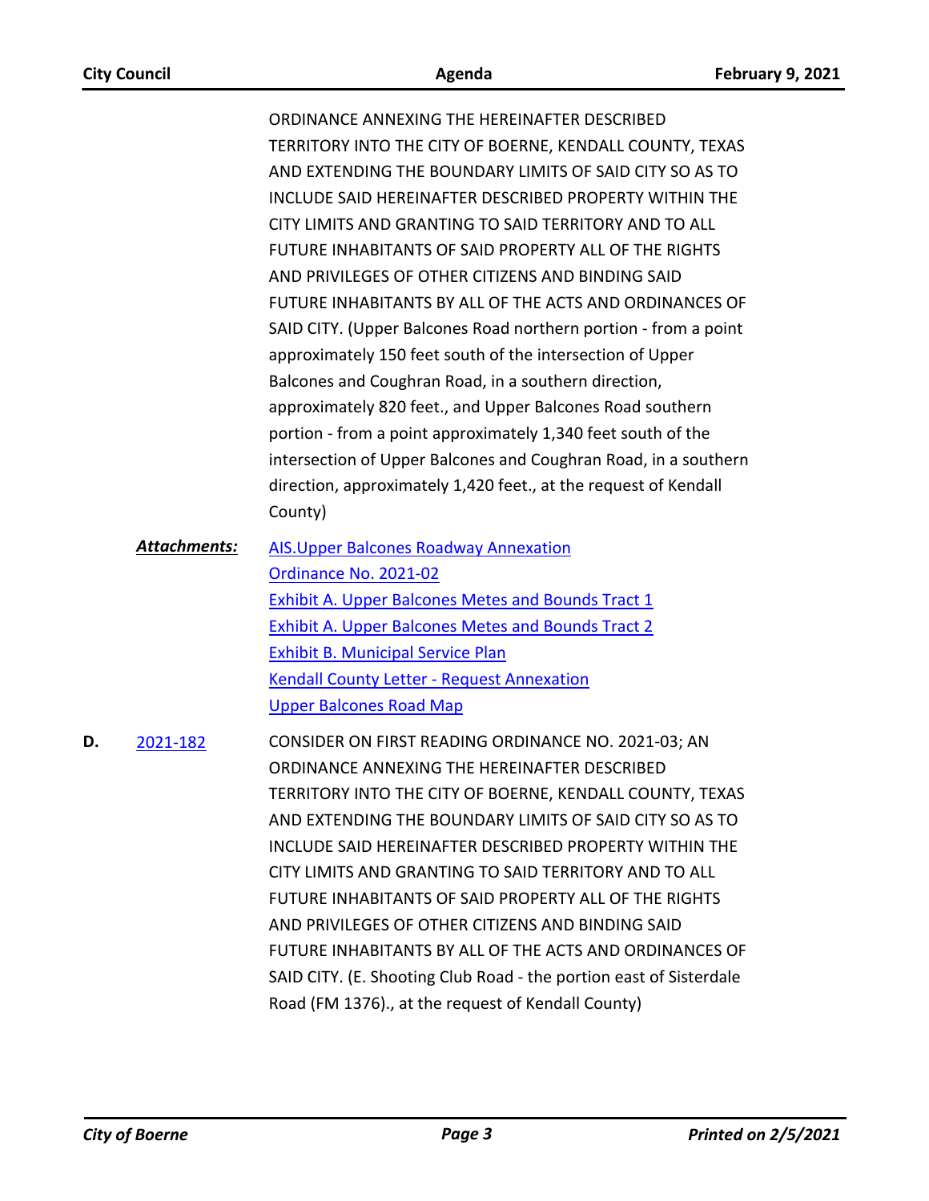ORDINANCE ANNEXING THE HEREINAFTER DESCRIBED TERRITORY INTO THE CITY OF BOERNE, KENDALL COUNTY, TEXAS AND EXTENDING THE BOUNDARY LIMITS OF SAID CITY SO AS TO INCLUDE SAID HEREINAFTER DESCRIBED PROPERTY WITHIN THE CITY LIMITS AND GRANTING TO SAID TERRITORY AND TO ALL FUTURE INHABITANTS OF SAID PROPERTY ALL OF THE RIGHTS AND PRIVILEGES OF OTHER CITIZENS AND BINDING SAID FUTURE INHABITANTS BY ALL OF THE ACTS AND ORDINANCES OF SAID CITY. (Upper Balcones Road northern portion - from a point approximately 150 feet south of the intersection of Upper Balcones and Coughran Road, in a southern direction, approximately 820 feet., and Upper Balcones Road southern portion - from a point approximately 1,340 feet south of the intersection of Upper Balcones and Coughran Road, in a southern direction, approximately 1,420 feet., at the request of Kendall County)

***Attachments:*** AIS.Upper Balcones Roadway Annexation
Ordinance No. 2021-02
Exhibit A. Upper Balcones Metes and Bounds Tract 1
Exhibit A. Upper Balcones Metes and Bounds Tract 2
Exhibit B. Municipal Service Plan
Kendall County Letter - Request Annexation
Upper Balcones Road Map

**D.** 2021-182 CONSIDER ON FIRST READING ORDINANCE NO. 2021-03; AN ORDINANCE ANNEXING THE HEREINAFTER DESCRIBED TERRITORY INTO THE CITY OF BOERNE, KENDALL COUNTY, TEXAS AND EXTENDING THE BOUNDARY LIMITS OF SAID CITY SO AS TO INCLUDE SAID HEREINAFTER DESCRIBED PROPERTY WITHIN THE CITY LIMITS AND GRANTING TO SAID TERRITORY AND TO ALL FUTURE INHABITANTS OF SAID PROPERTY ALL OF THE RIGHTS AND PRIVILEGES OF OTHER CITIZENS AND BINDING SAID FUTURE INHABITANTS BY ALL OF THE ACTS AND ORDINANCES OF SAID CITY. (E. Shooting Club Road - the portion east of Sisterdale Road (FM 1376)., at the request of Kendall County)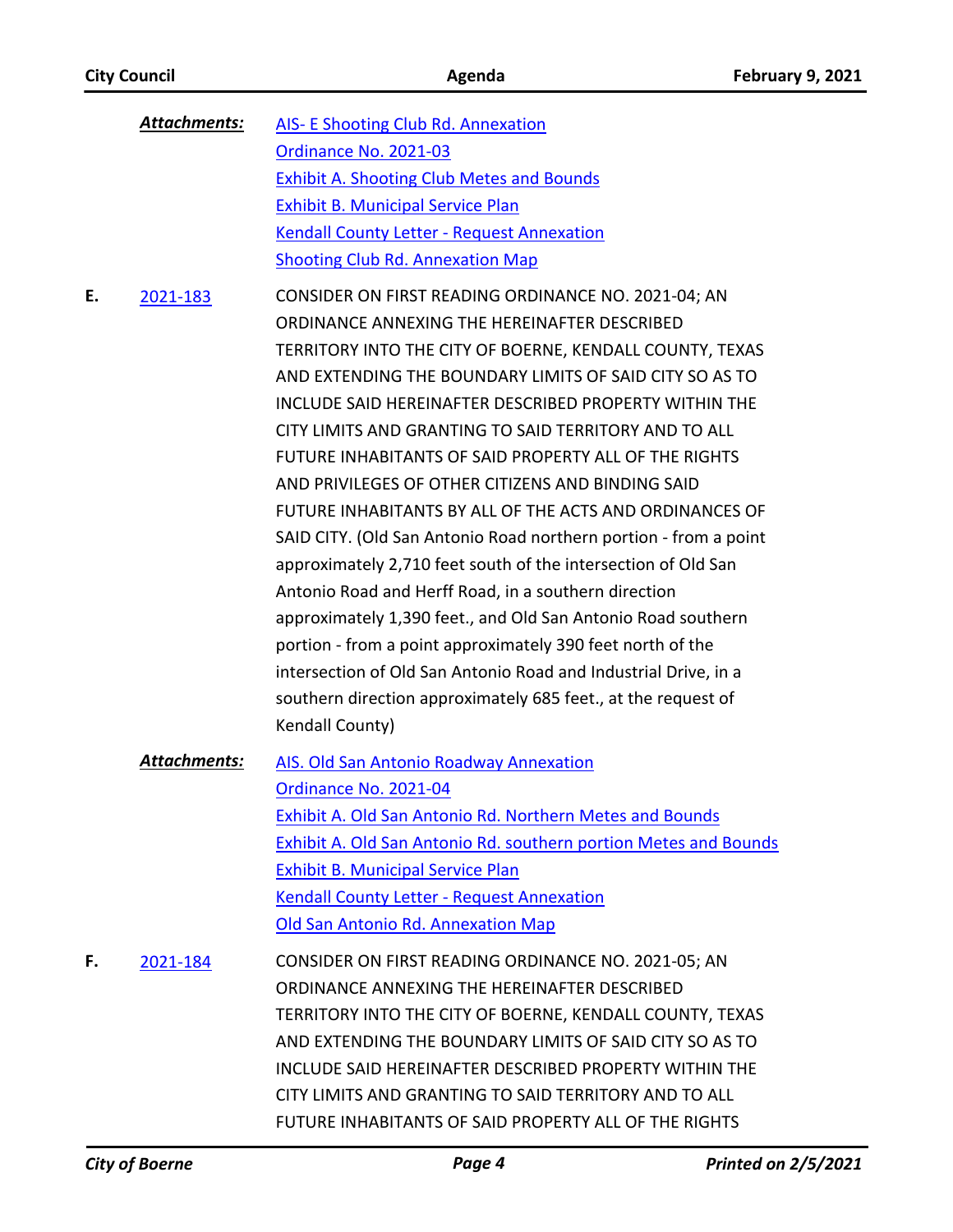***Attachments:*** AIS- E Shooting Club Rd. Annexation
Ordinance No. 2021-03
Exhibit A. Shooting Club Metes and Bounds
Exhibit B. Municipal Service Plan
Kendall County Letter - Request Annexation
Shooting Club Rd. Annexation Map

**E.** 2021-183 CONSIDER ON FIRST READING ORDINANCE NO. 2021-04; AN ORDINANCE ANNEXING THE HEREINAFTER DESCRIBED TERRITORY INTO THE CITY OF BOERNE, KENDALL COUNTY, TEXAS AND EXTENDING THE BOUNDARY LIMITS OF SAID CITY SO AS TO INCLUDE SAID HEREINAFTER DESCRIBED PROPERTY WITHIN THE CITY LIMITS AND GRANTING TO SAID TERRITORY AND TO ALL FUTURE INHABITANTS OF SAID PROPERTY ALL OF THE RIGHTS AND PRIVILEGES OF OTHER CITIZENS AND BINDING SAID FUTURE INHABITANTS BY ALL OF THE ACTS AND ORDINANCES OF SAID CITY. (Old San Antonio Road northern portion - from a point approximately 2,710 feet south of the intersection of Old San Antonio Road and Herff Road, in a southern direction approximately 1,390 feet., and Old San Antonio Road southern portion - from a point approximately 390 feet north of the intersection of Old San Antonio Road and Industrial Drive, in a southern direction approximately 685 feet., at the request of Kendall County)

***Attachments:*** AIS. Old San Antonio Roadway Annexation
Ordinance No. 2021-04
Exhibit A. Old San Antonio Rd. Northern Metes and Bounds
Exhibit A. Old San Antonio Rd. southern portion Metes and Bounds
Exhibit B. Municipal Service Plan
Kendall County Letter - Request Annexation
Old San Antonio Rd. Annexation Map

**F.** 2021-184 CONSIDER ON FIRST READING ORDINANCE NO. 2021-05; AN ORDINANCE ANNEXING THE HEREINAFTER DESCRIBED TERRITORY INTO THE CITY OF BOERNE, KENDALL COUNTY, TEXAS AND EXTENDING THE BOUNDARY LIMITS OF SAID CITY SO AS TO INCLUDE SAID HEREINAFTER DESCRIBED PROPERTY WITHIN THE CITY LIMITS AND GRANTING TO SAID TERRITORY AND TO ALL FUTURE INHABITANTS OF SAID PROPERTY ALL OF THE RIGHTS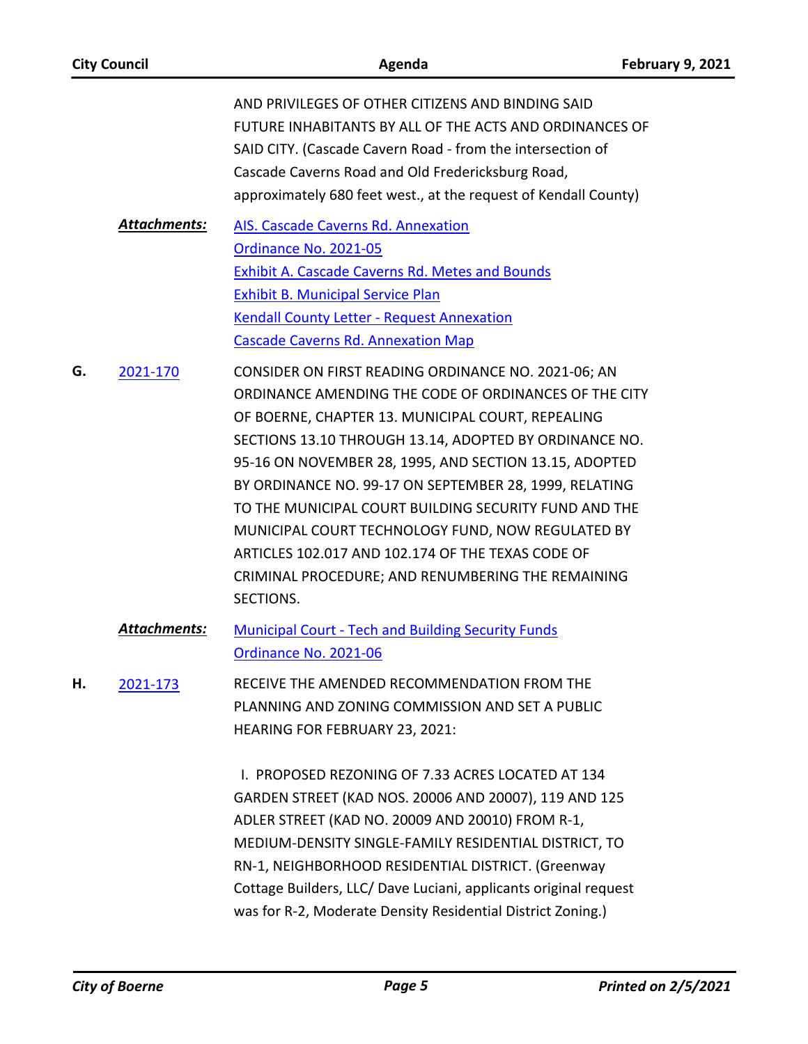AND PRIVILEGES OF OTHER CITIZENS AND BINDING SAID FUTURE INHABITANTS BY ALL OF THE ACTS AND ORDINANCES OF SAID CITY. (Cascade Cavern Road - from the intersection of Cascade Caverns Road and Old Fredericksburg Road, approximately 680 feet west., at the request of Kendall County)

***Attachments:***
AIS. Cascade Caverns Rd. Annexation
Ordinance No. 2021-05
Exhibit A. Cascade Caverns Rd. Metes and Bounds
Exhibit B. Municipal Service Plan
Kendall County Letter - Request Annexation
Cascade Caverns Rd. Annexation Map

**G.** 2021-170

CONSIDER ON FIRST READING ORDINANCE NO. 2021-06; AN ORDINANCE AMENDING THE CODE OF ORDINANCES OF THE CITY OF BOERNE, CHAPTER 13. MUNICIPAL COURT, REPEALING SECTIONS 13.10 THROUGH 13.14, ADOPTED BY ORDINANCE NO. 95-16 ON NOVEMBER 28, 1995, AND SECTION 13.15, ADOPTED BY ORDINANCE NO. 99-17 ON SEPTEMBER 28, 1999, RELATING TO THE MUNICIPAL COURT BUILDING SECURITY FUND AND THE MUNICIPAL COURT TECHNOLOGY FUND, NOW REGULATED BY ARTICLES 102.017 AND 102.174 OF THE TEXAS CODE OF CRIMINAL PROCEDURE; AND RENUMBERING THE REMAINING SECTIONS.

***Attachments:***
Municipal Court - Tech and Building Security Funds
Ordinance No. 2021-06

**H.** 2021-173

RECEIVE THE AMENDED RECOMMENDATION FROM THE PLANNING AND ZONING COMMISSION AND SET A PUBLIC HEARING FOR FEBRUARY 23, 2021:

I. PROPOSED REZONING OF 7.33 ACRES LOCATED AT 134 GARDEN STREET (KAD NOS. 20006 AND 20007), 119 AND 125 ADLER STREET (KAD NO. 20009 AND 20010) FROM R-1, MEDIUM-DENSITY SINGLE-FAMILY RESIDENTIAL DISTRICT, TO RN-1, NEIGHBORHOOD RESIDENTIAL DISTRICT. (Greenway Cottage Builders, LLC/ Dave Luciani, applicants original request was for R-2, Moderate Density Residential District Zoning.)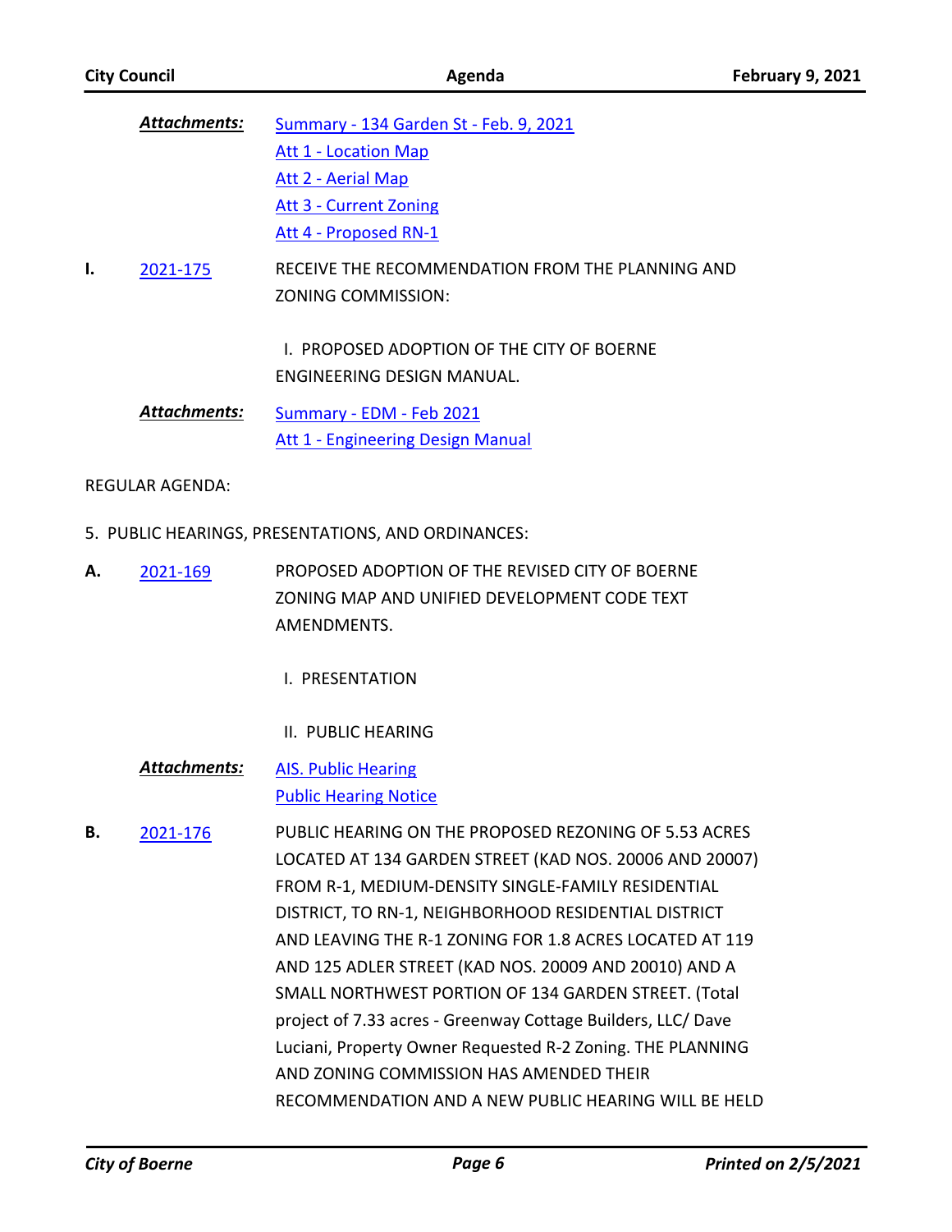***Attachments:*** Summary - 134 Garden St - Feb. 9, 2021
Att 1 - Location Map
Att 2 - Aerial Map
Att 3 - Current Zoning
Att 4 - Proposed RN-1

**I.** 2021-175 RECEIVE THE RECOMMENDATION FROM THE PLANNING AND ZONING COMMISSION:

I. PROPOSED ADOPTION OF THE CITY OF BOERNE ENGINEERING DESIGN MANUAL.

***Attachments:*** Summary - EDM - Feb 2021
Att 1 - Engineering Design Manual

REGULAR AGENDA:

5. PUBLIC HEARINGS, PRESENTATIONS, AND ORDINANCES:

**A.** 2021-169 PROPOSED ADOPTION OF THE REVISED CITY OF BOERNE ZONING MAP AND UNIFIED DEVELOPMENT CODE TEXT AMENDMENTS.

I. PRESENTATION

II. PUBLIC HEARING

***Attachments:*** AIS. Public Hearing
Public Hearing Notice

**B.** 2021-176 PUBLIC HEARING ON THE PROPOSED REZONING OF 5.53 ACRES LOCATED AT 134 GARDEN STREET (KAD NOS. 20006 AND 20007) FROM R-1, MEDIUM-DENSITY SINGLE-FAMILY RESIDENTIAL DISTRICT, TO RN-1, NEIGHBORHOOD RESIDENTIAL DISTRICT AND LEAVING THE R-1 ZONING FOR 1.8 ACRES LOCATED AT 119 AND 125 ADLER STREET (KAD NOS. 20009 AND 20010) AND A SMALL NORTHWEST PORTION OF 134 GARDEN STREET. (Total project of 7.33 acres - Greenway Cottage Builders, LLC/ Dave Luciani, Property Owner Requested R-2 Zoning. THE PLANNING AND ZONING COMMISSION HAS AMENDED THEIR RECOMMENDATION AND A NEW PUBLIC HEARING WILL BE HELD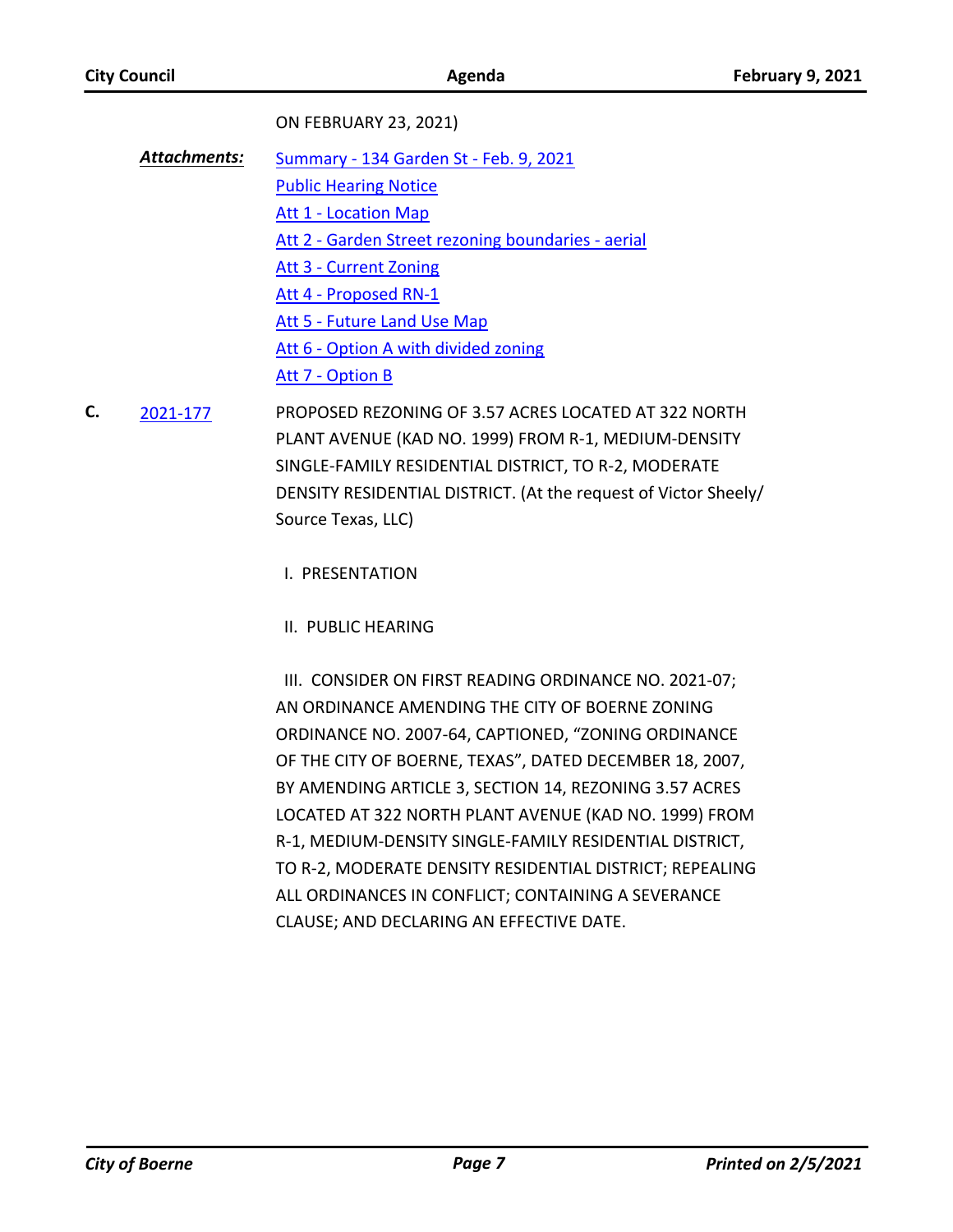ON FEBRUARY 23, 2021)

***Attachments:***

- Summary - 134 Garden St - Feb. 9, 2021
- Public Hearing Notice
- Att 1 - Location Map
- Att 2 - Garden Street rezoning boundaries - aerial
- Att 3 - Current Zoning
- Att 4 - Proposed RN-1
- Att 5 - Future Land Use Map
- Att 6 - Option A with divided zoning
- Att 7 - Option B

**C.** 2021-177

PROPOSED REZONING OF 3.57 ACRES LOCATED AT 322 NORTH PLANT AVENUE (KAD NO. 1999) FROM R-1, MEDIUM-DENSITY SINGLE-FAMILY RESIDENTIAL DISTRICT, TO R-2, MODERATE DENSITY RESIDENTIAL DISTRICT. (At the request of Victor Sheely/ Source Texas, LLC)

I. PRESENTATION

II. PUBLIC HEARING

III. CONSIDER ON FIRST READING ORDINANCE NO. 2021-07; AN ORDINANCE AMENDING THE CITY OF BOERNE ZONING ORDINANCE NO. 2007-64, CAPTIONED, "ZONING ORDINANCE OF THE CITY OF BOERNE, TEXAS", DATED DECEMBER 18, 2007, BY AMENDING ARTICLE 3, SECTION 14, REZONING 3.57 ACRES LOCATED AT 322 NORTH PLANT AVENUE (KAD NO. 1999) FROM R-1, MEDIUM-DENSITY SINGLE-FAMILY RESIDENTIAL DISTRICT, TO R-2, MODERATE DENSITY RESIDENTIAL DISTRICT; REPEALING ALL ORDINANCES IN CONFLICT; CONTAINING A SEVERANCE CLAUSE; AND DECLARING AN EFFECTIVE DATE.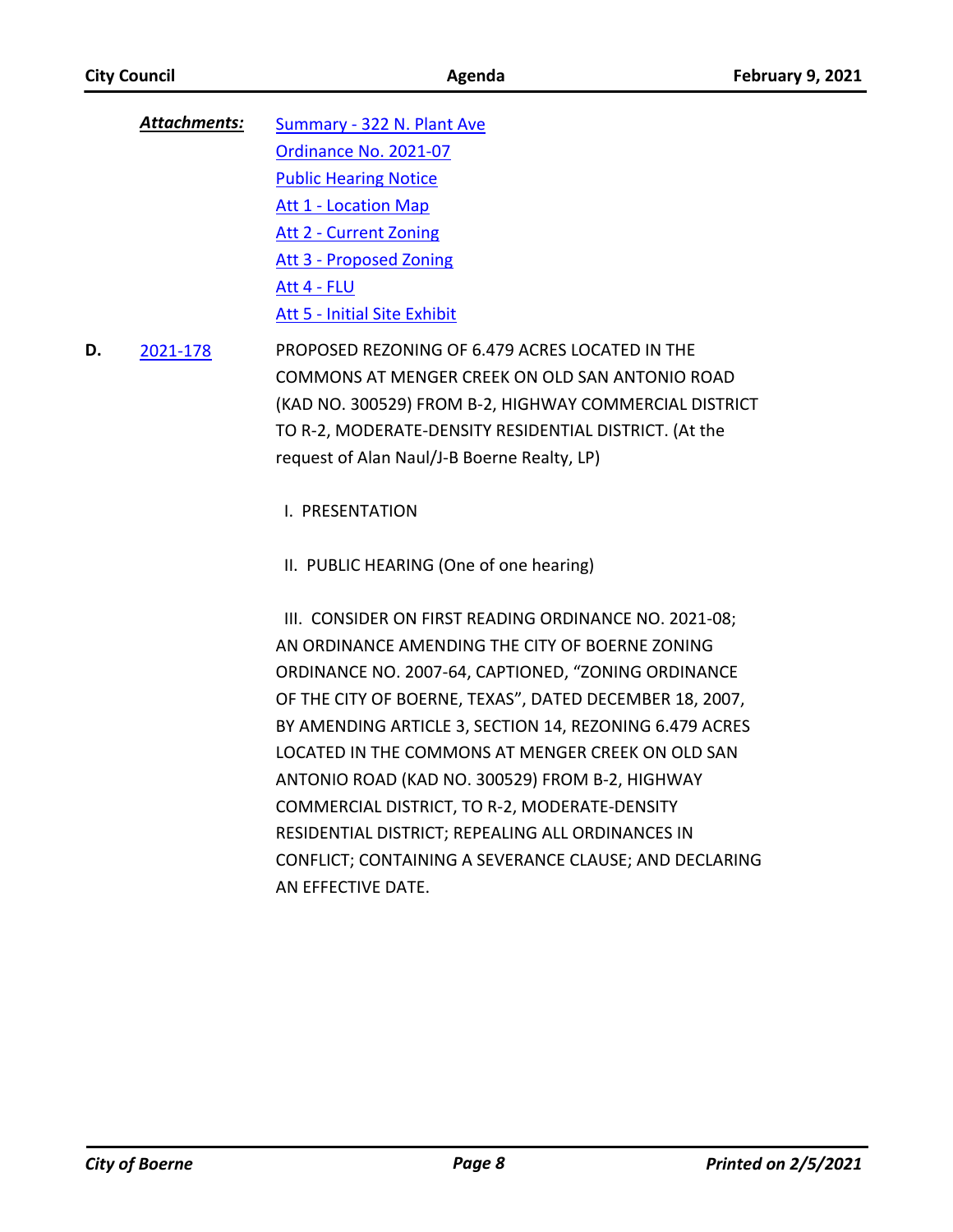***Attachments:*** Summary - 322 N. Plant Ave
Ordinance No. 2021-07
Public Hearing Notice
Att 1 - Location Map
Att 2 - Current Zoning
Att 3 - Proposed Zoning
Att 4 - FLU
Att 5 - Initial Site Exhibit

**D.** 2021-178 PROPOSED REZONING OF 6.479 ACRES LOCATED IN THE COMMONS AT MENGER CREEK ON OLD SAN ANTONIO ROAD (KAD NO. 300529) FROM B-2, HIGHWAY COMMERCIAL DISTRICT TO R-2, MODERATE-DENSITY RESIDENTIAL DISTRICT. (At the request of Alan Naul/J-B Boerne Realty, LP)

I. PRESENTATION

II. PUBLIC HEARING (One of one hearing)

III. CONSIDER ON FIRST READING ORDINANCE NO. 2021-08; AN ORDINANCE AMENDING THE CITY OF BOERNE ZONING ORDINANCE NO. 2007-64, CAPTIONED, "ZONING ORDINANCE OF THE CITY OF BOERNE, TEXAS", DATED DECEMBER 18, 2007, BY AMENDING ARTICLE 3, SECTION 14, REZONING 6.479 ACRES LOCATED IN THE COMMONS AT MENGER CREEK ON OLD SAN ANTONIO ROAD (KAD NO. 300529) FROM B-2, HIGHWAY COMMERCIAL DISTRICT, TO R-2, MODERATE-DENSITY RESIDENTIAL DISTRICT; REPEALING ALL ORDINANCES IN CONFLICT; CONTAINING A SEVERANCE CLAUSE; AND DECLARING AN EFFECTIVE DATE.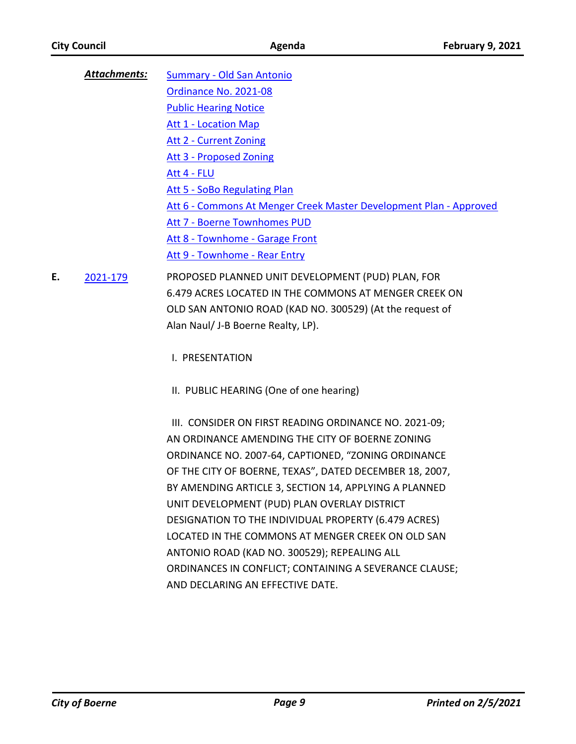***Attachments:*** Summary - Old San Antonio
Ordinance No. 2021-08
Public Hearing Notice
Att 1 - Location Map
Att 2 - Current Zoning
Att 3 - Proposed Zoning
Att 4 - FLU
Att 5 - SoBo Regulating Plan
Att 6 - Commons At Menger Creek Master Development Plan - Approved
Att 7 - Boerne Townhomes PUD
Att 8 - Townhome - Garage Front
Att 9 - Townhome - Rear Entry

**E.** 2021-179 PROPOSED PLANNED UNIT DEVELOPMENT (PUD) PLAN, FOR 6.479 ACRES LOCATED IN THE COMMONS AT MENGER CREEK ON OLD SAN ANTONIO ROAD (KAD NO. 300529) (At the request of Alan Naul/ J-B Boerne Realty, LP).

I. PRESENTATION

II. PUBLIC HEARING (One of one hearing)

III. CONSIDER ON FIRST READING ORDINANCE NO. 2021-09; AN ORDINANCE AMENDING THE CITY OF BOERNE ZONING ORDINANCE NO. 2007-64, CAPTIONED, "ZONING ORDINANCE OF THE CITY OF BOERNE, TEXAS", DATED DECEMBER 18, 2007, BY AMENDING ARTICLE 3, SECTION 14, APPLYING A PLANNED UNIT DEVELOPMENT (PUD) PLAN OVERLAY DISTRICT DESIGNATION TO THE INDIVIDUAL PROPERTY (6.479 ACRES) LOCATED IN THE COMMONS AT MENGER CREEK ON OLD SAN ANTONIO ROAD (KAD NO. 300529); REPEALING ALL ORDINANCES IN CONFLICT; CONTAINING A SEVERANCE CLAUSE; AND DECLARING AN EFFECTIVE DATE.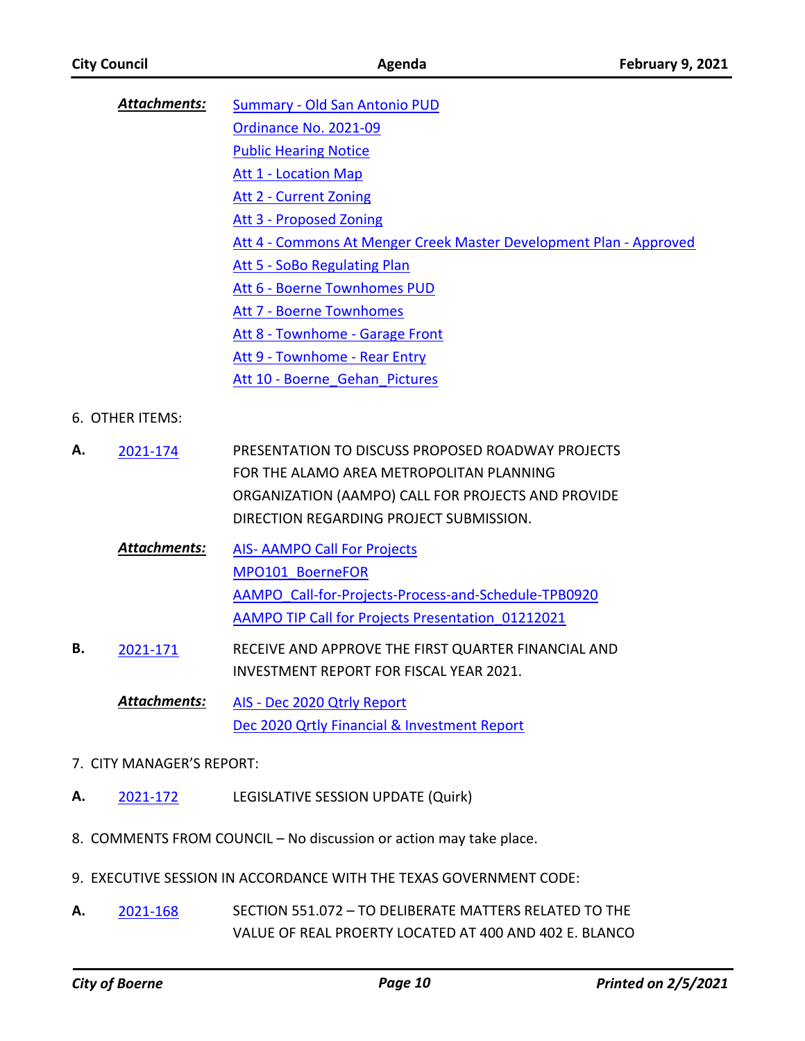***Attachments:*** Summary - Old San Antonio PUD
Ordinance No. 2021-09
Public Hearing Notice
Att 1 - Location Map
Att 2 - Current Zoning
Att 3 - Proposed Zoning
Att 4 - Commons At Menger Creek Master Development Plan - Approved
Att 5 - SoBo Regulating Plan
Att 6 - Boerne Townhomes PUD
Att 7 - Boerne Townhomes
Att 8 - Townhome - Garage Front
Att 9 - Townhome - Rear Entry
Att 10 - Boerne_Gehan_Pictures

6. OTHER ITEMS:

**A.** 2021-174 PRESENTATION TO DISCUSS PROPOSED ROADWAY PROJECTS FOR THE ALAMO AREA METROPOLITAN PLANNING ORGANIZATION (AAMPO) CALL FOR PROJECTS AND PROVIDE DIRECTION REGARDING PROJECT SUBMISSION.

***Attachments:*** AIS- AAMPO Call For Projects
MPO101_BoerneFOR
AAMPO_Call-for-Projects-Process-and-Schedule-TPB0920
AAMPO TIP Call for Projects Presentation_01212021

**B.** 2021-171 RECEIVE AND APPROVE THE FIRST QUARTER FINANCIAL AND INVESTMENT REPORT FOR FISCAL YEAR 2021.

***Attachments:*** AIS - Dec 2020 Qtrly Report
Dec 2020 Qrtly Financial & Investment Report

7. CITY MANAGER'S REPORT:

**A.** 2021-172 LEGISLATIVE SESSION UPDATE (Quirk)

8. COMMENTS FROM COUNCIL – No discussion or action may take place.

9. EXECUTIVE SESSION IN ACCORDANCE WITH THE TEXAS GOVERNMENT CODE:

**A.** 2021-168 SECTION 551.072 – TO DELIBERATE MATTERS RELATED TO THE VALUE OF REAL PROERTY LOCATED AT 400 AND 402 E. BLANCO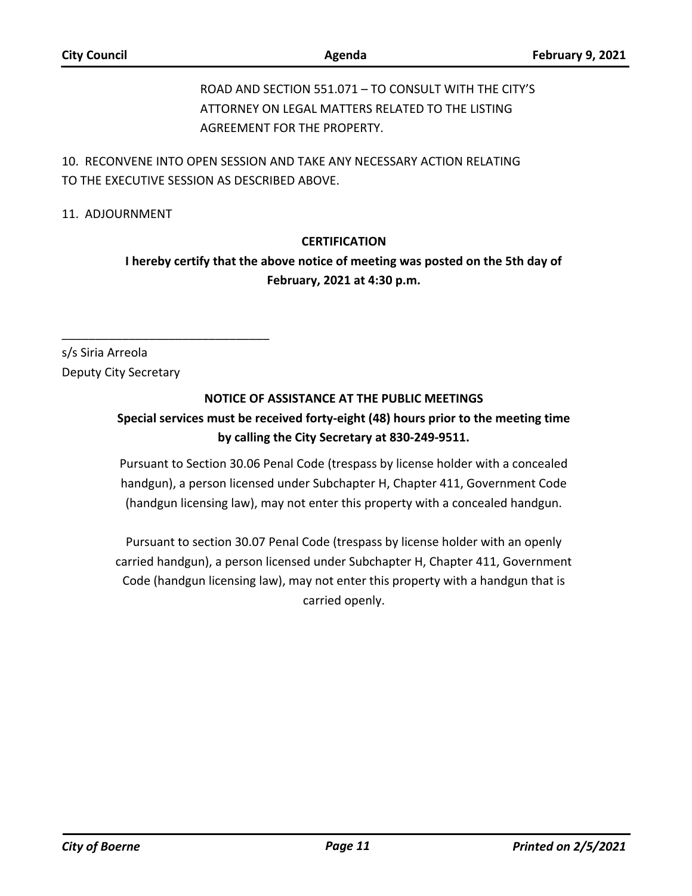ROAD AND SECTION 551.071 – TO CONSULT WITH THE CITY'S ATTORNEY ON LEGAL MATTERS RELATED TO THE LISTING AGREEMENT FOR THE PROPERTY.

10. RECONVENE INTO OPEN SESSION AND TAKE ANY NECESSARY ACTION RELATING TO THE EXECUTIVE SESSION AS DESCRIBED ABOVE.

11. ADJOURNMENT

**CERTIFICATION**

**I hereby certify that the above notice of meeting was posted on the 5th day of February, 2021 at 4:30 p.m.**

_______________________________

s/s Siria Arreola
Deputy City Secretary

**NOTICE OF ASSISTANCE AT THE PUBLIC MEETINGS**

**Special services must be received forty-eight (48) hours prior to the meeting time by calling the City Secretary at 830-249-9511.**

Pursuant to Section 30.06 Penal Code (trespass by license holder with a concealed handgun), a person licensed under Subchapter H, Chapter 411, Government Code (handgun licensing law), may not enter this property with a concealed handgun.

Pursuant to section 30.07 Penal Code (trespass by license holder with an openly carried handgun), a person licensed under Subchapter H, Chapter 411, Government Code (handgun licensing law), may not enter this property with a handgun that is carried openly.